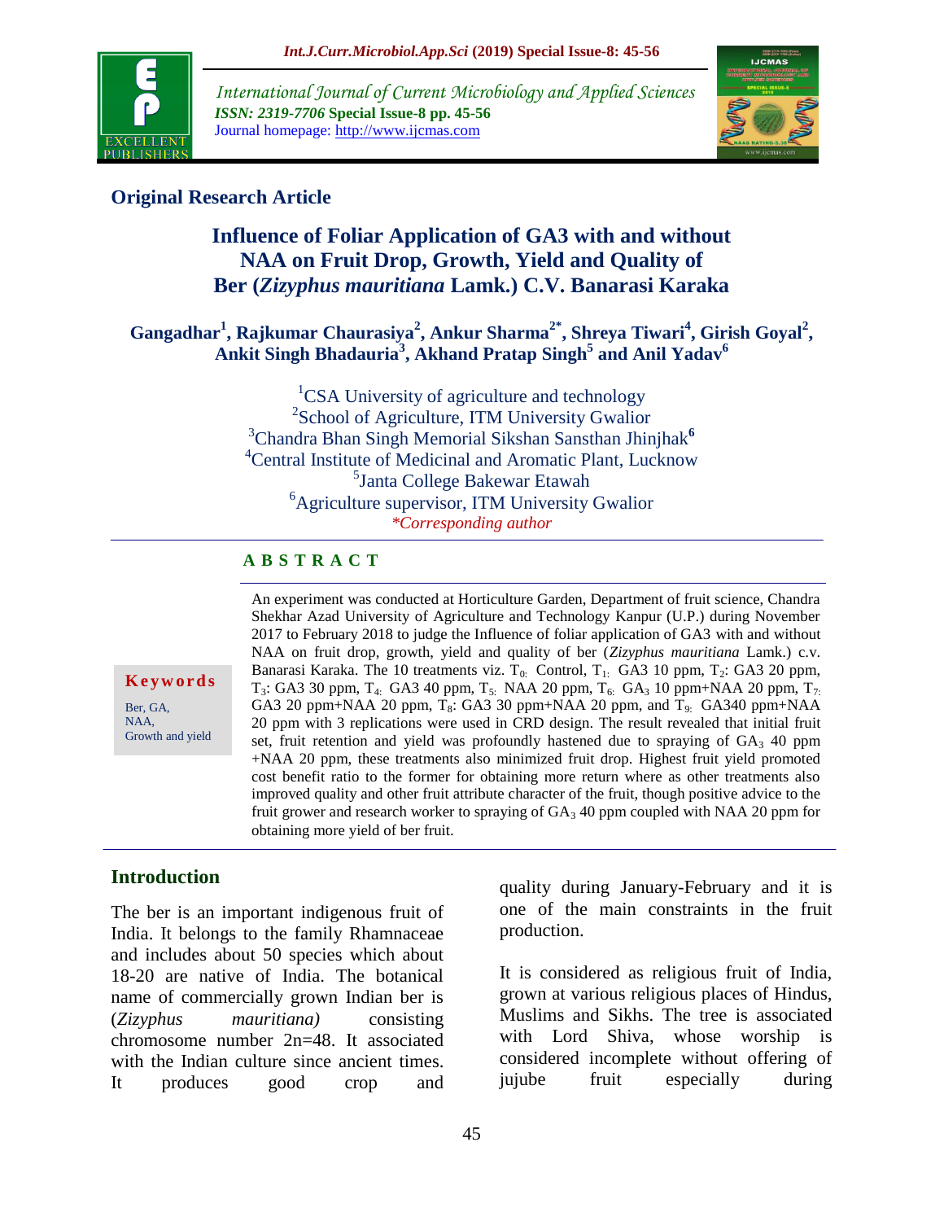**Original Research Article**

# Influence of Foliar Application of GA3 with and without NAA on Fruit Drop, Growth, Yield and Quality of Ber (*Zizyphus mauritiana* Lamk.) C.V. Banarasi Karaka

**Gangadhar[1], Rajkumar Chaurasiya[2], Ankur Sharma[2*], Shreya Tiwari[4], Girish Goyal[2], Ankit Singh Bhadauria[3], Akhand Pratap Singh[5] and Anil Yadav[6]**

[1]CSA University of agriculture and technology
[2]School of Agriculture, ITM University Gwalior
[3]Chandra Bhan Singh Memorial Sikshan Sansthan Jhinjhak[6]
[4]Central Institute of Medicinal and Aromatic Plant, Lucknow
[5]Janta College Bakewar Etawah
[6]Agriculture supervisor, ITM University Gwalior
*Corresponding author

## ABSTRACT

An experiment was conducted at Horticulture Garden, Department of fruit science, Chandra Shekhar Azad University of Agriculture and Technology Kanpur (U.P.) during November 2017 to February 2018 to judge the Influence of foliar application of GA3 with and without NAA on fruit drop, growth, yield and quality of ber (*Zizyphus mauritiana* Lamk.) c.v. Banarasi Karaka. The 10 treatments viz. $T_0$: Control, $T_1$: GA3 10 ppm, $T_2$: GA3 20 ppm, $T_3$: GA3 30 ppm, $T_4$: GA3 40 ppm, $T_5$: NAA 20 ppm, $T_6$: $GA_3$ 10 ppm+NAA 20 ppm, $T_7$: GA3 20 ppm+NAA 20 ppm, $T_8$: GA3 30 ppm+NAA 20 ppm, and $T_9$: GA340 ppm+NAA 20 ppm with 3 replications were used in CRD design. The result revealed that initial fruit set, fruit retention and yield was profoundly hastened due to spraying of $GA_3$ 40 ppm +NAA 20 ppm, these treatments also minimized fruit drop. Highest fruit yield promoted cost benefit ratio to the former for obtaining more return where as other treatments also improved quality and other fruit attribute character of the fruit, though positive advice to the fruit grower and research worker to spraying of $GA_3$ 40 ppm coupled with NAA 20 ppm for obtaining more yield of ber fruit.

**Keywords**

Ber, GA, NAA, Growth and yield

## Introduction

The ber is an important indigenous fruit of India. It belongs to the family Rhamnaceae and includes about 50 species which about 18-20 are native of India. The botanical name of commercially grown Indian ber is (*Zizyphus mauritiana)* consisting chromosome number 2n=48. It associated with the Indian culture since ancient times. It produces good crop and quality during January-February and it is one of the main constraints in the fruit production.

It is considered as religious fruit of India, grown at various religious places of Hindus, Muslims and Sikhs. The tree is associated with Lord Shiva, whose worship is considered incomplete without offering of jujube fruit especially during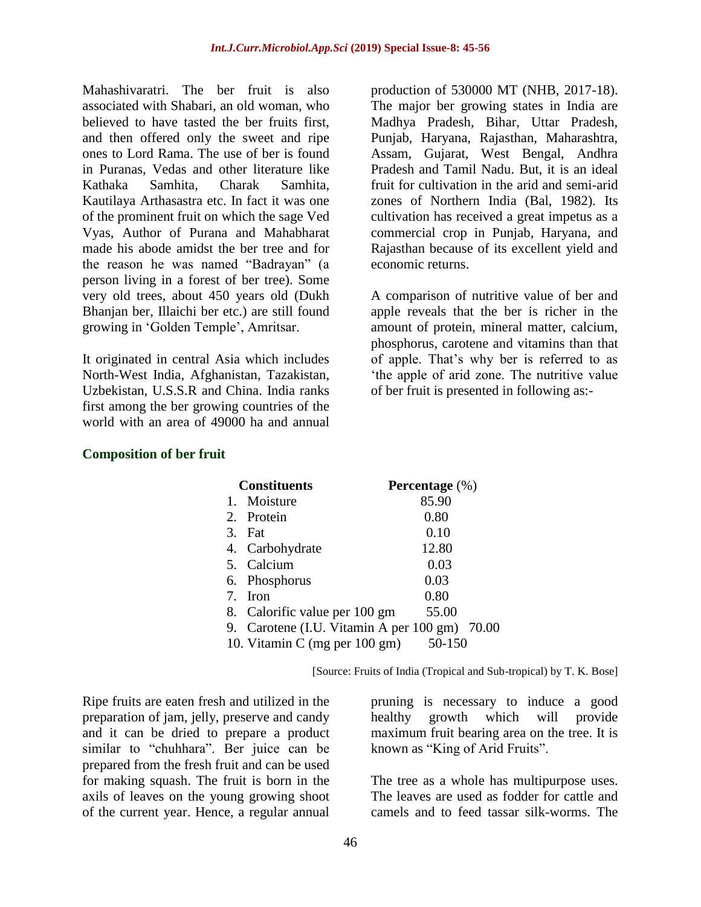Mahashivaratri. The ber fruit is also associated with Shabari, an old woman, who believed to have tasted the ber fruits first, and then offered only the sweet and ripe ones to Lord Rama. The use of ber is found in Puranas, Vedas and other literature like Kathaka Samhita, Charak Samhita, Kautilaya Arthasastra etc. In fact it was one of the prominent fruit on which the sage Ved Vyas, Author of Purana and Mahabharat made his abode amidst the ber tree and for the reason he was named "Badrayan" (a person living in a forest of ber tree). Some very old trees, about 450 years old (Dukh Bhanjan ber, Illaichi ber etc.) are still found growing in 'Golden Temple', Amritsar.

It originated in central Asia which includes North-West India, Afghanistan, Tazakistan, Uzbekistan, U.S.S.R and China. India ranks first among the ber growing countries of the world with an area of 49000 ha and annual production of 530000 MT (NHB, 2017-18). The major ber growing states in India are Madhya Pradesh, Bihar, Uttar Pradesh, Punjab, Haryana, Rajasthan, Maharashtra, Assam, Gujarat, West Bengal, Andhra Pradesh and Tamil Nadu. But, it is an ideal fruit for cultivation in the arid and semi-arid zones of Northern India (Bal, 1982). Its cultivation has received a great impetus as a commercial crop in Punjab, Haryana, and Rajasthan because of its excellent yield and economic returns.

A comparison of nutritive value of ber and apple reveals that the ber is richer in the amount of protein, mineral matter, calcium, phosphorus, carotene and vitamins than that of apple. That's why ber is referred to as 'the apple of arid zone. The nutritive value of ber fruit is presented in following as:-

### Composition of ber fruit

| Constituents | Percentage (%) |
|---|---|
| 1. Moisture | 85.90 |
| 2. Protein | 0.80 |
| 3. Fat | 0.10 |
| 4. Carbohydrate | 12.80 |
| 5. Calcium | 0.03 |
| 6. Phosphorus | 0.03 |
| 7. Iron | 0.80 |
| 8. Calorific value per 100 gm | 55.00 |
| 9. Carotene (I.U. Vitamin A per 100 gm) | 70.00 |
| 10. Vitamin C (mg per 100 gm) | 50-150 |

[Source: Fruits of India (Tropical and Sub-tropical) by T. K. Bose]

Ripe fruits are eaten fresh and utilized in the preparation of jam, jelly, preserve and candy and it can be dried to prepare a product similar to "chuhhara". Ber juice can be prepared from the fresh fruit and can be used for making squash. The fruit is born in the axils of leaves on the young growing shoot of the current year. Hence, a regular annual pruning is necessary to induce a good healthy growth which will provide maximum fruit bearing area on the tree. It is known as "King of Arid Fruits".

The tree as a whole has multipurpose uses. The leaves are used as fodder for cattle and camels and to feed tassar silk-worms. The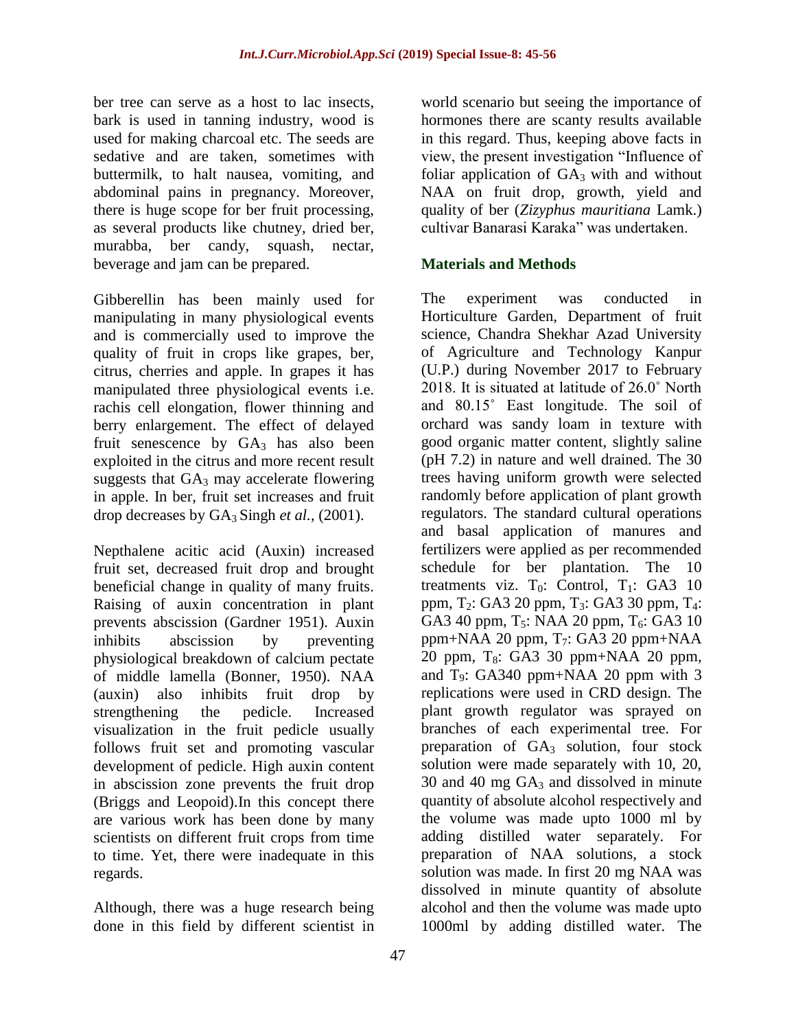ber tree can serve as a host to lac insects, bark is used in tanning industry, wood is used for making charcoal etc. The seeds are sedative and are taken, sometimes with buttermilk, to halt nausea, vomiting, and abdominal pains in pregnancy. Moreover, there is huge scope for ber fruit processing, as several products like chutney, dried ber, murabba, ber candy, squash, nectar, beverage and jam can be prepared.

Gibberellin has been mainly used for manipulating in many physiological events and is commercially used to improve the quality of fruit in crops like grapes, ber, citrus, cherries and apple. In grapes it has manipulated three physiological events i.e. rachis cell elongation, flower thinning and berry enlargement. The effect of delayed fruit senescence by $GA_3$ has also been exploited in the citrus and more recent result suggests that $GA_3$ may accelerate flowering in apple. In ber, fruit set increases and fruit drop decreases by $GA_3$ Singh *et al.,* (2001).

Nepthalene acitic acid (Auxin) increased fruit set, decreased fruit drop and brought beneficial change in quality of many fruits. Raising of auxin concentration in plant prevents abscission (Gardner 1951). Auxin inhibits abscission by preventing physiological breakdown of calcium pectate of middle lamella (Bonner, 1950). NAA (auxin) also inhibits fruit drop by strengthening the pedicle. Increased visualization in the fruit pedicle usually follows fruit set and promoting vascular development of pedicle. High auxin content in abscission zone prevents the fruit drop (Briggs and Leopoid).In this concept there are various work has been done by many scientists on different fruit crops from time to time. Yet, there were inadequate in this regards.

Although, there was a huge research being done in this field by different scientist in world scenario but seeing the importance of hormones there are scanty results available in this regard. Thus, keeping above facts in view, the present investigation "Influence of foliar application of $GA_3$ with and without NAA on fruit drop, growth, yield and quality of ber (*Zizyphus mauritiana* Lamk.) cultivar Banarasi Karaka" was undertaken.

## Materials and Methods

The experiment was conducted in Horticulture Garden, Department of fruit science, Chandra Shekhar Azad University of Agriculture and Technology Kanpur (U.P.) during November 2017 to February 2018. It is situated at latitude of 26.0˚ North and 80.15˚ East longitude. The soil of orchard was sandy loam in texture with good organic matter content, slightly saline (pH 7.2) in nature and well drained. The 30 trees having uniform growth were selected randomly before application of plant growth regulators. The standard cultural operations and basal application of manures and fertilizers were applied as per recommended schedule for ber plantation. The 10 treatments viz. $T_0$: Control, $T_1$: GA3 10 ppm, $T_2$: GA3 20 ppm, $T_3$: GA3 30 ppm, $T_4$: GA3 40 ppm, $T_5$: NAA 20 ppm, $T_6$: GA3 10 ppm+NAA 20 ppm, $T_7$: GA3 20 ppm+NAA 20 ppm, $T_8$: GA3 30 ppm+NAA 20 ppm, and $T_9$: GA340 ppm+NAA 20 ppm with 3 replications were used in CRD design. The plant growth regulator was sprayed on branches of each experimental tree. For preparation of $GA_3$ solution, four stock solution were made separately with 10, 20, 30 and 40 mg $GA_3$ and dissolved in minute quantity of absolute alcohol respectively and the volume was made upto 1000 ml by adding distilled water separately. For preparation of NAA solutions, a stock solution was made. In first 20 mg NAA was dissolved in minute quantity of absolute alcohol and then the volume was made upto 1000ml by adding distilled water. The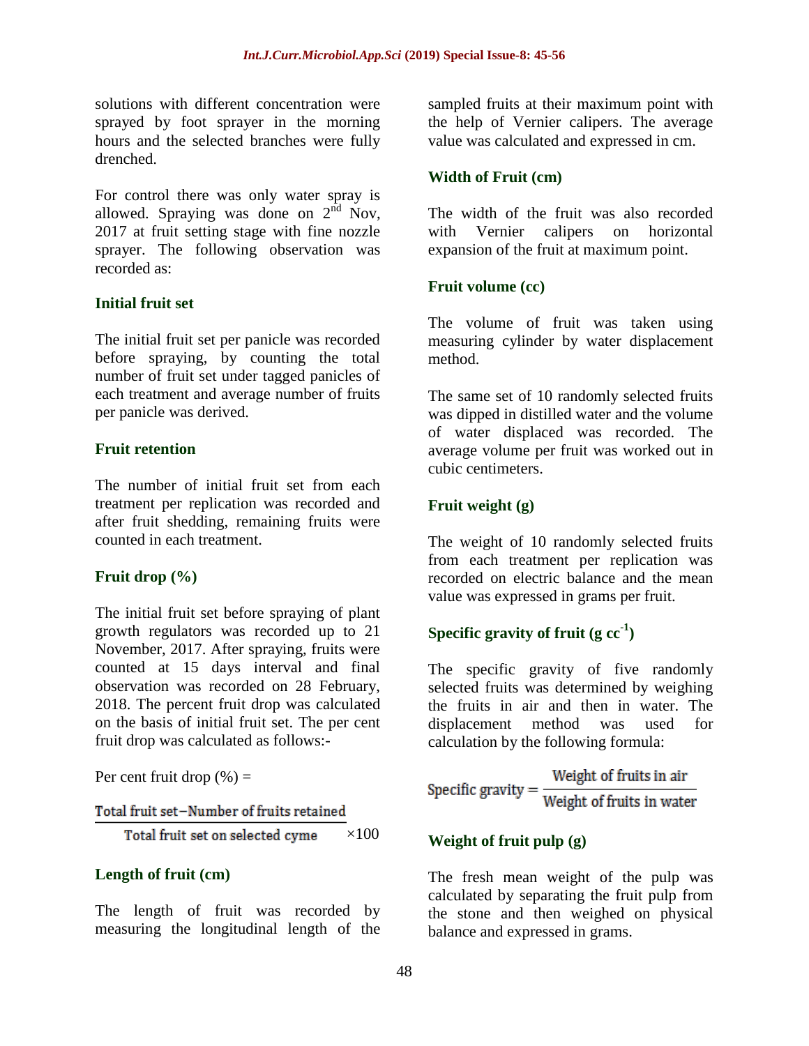solutions with different concentration were sprayed by foot sprayer in the morning hours and the selected branches were fully drenched.

For control there was only water spray is allowed. Spraying was done on 2nd Nov, 2017 at fruit setting stage with fine nozzle sprayer. The following observation was recorded as:

### Initial fruit set

The initial fruit set per panicle was recorded before spraying, by counting the total number of fruit set under tagged panicles of each treatment and average number of fruits per panicle was derived.

### Fruit retention

The number of initial fruit set from each treatment per replication was recorded and after fruit shedding, remaining fruits were counted in each treatment.

### Fruit drop (%)

The initial fruit set before spraying of plant growth regulators was recorded up to 21 November, 2017. After spraying, fruits were counted at 15 days interval and final observation was recorded on 28 February, 2018. The percent fruit drop was calculated on the basis of initial fruit set. The per cent fruit drop was calculated as follows:-

Per cent fruit drop (%) =

$$\frac{\text{Total fruit set} - \text{Number of fruits retained}}{\text{Total fruit set on selected cyme}} \times 100$$

### Length of fruit (cm)

The length of fruit was recorded by measuring the longitudinal length of the sampled fruits at their maximum point with the help of Vernier calipers. The average value was calculated and expressed in cm.

### Width of Fruit (cm)

The width of the fruit was also recorded with Vernier calipers on horizontal expansion of the fruit at maximum point.

### Fruit volume (cc)

The volume of fruit was taken using measuring cylinder by water displacement method.

The same set of 10 randomly selected fruits was dipped in distilled water and the volume of water displaced was recorded. The average volume per fruit was worked out in cubic centimeters.

### Fruit weight (g)

The weight of 10 randomly selected fruits from each treatment per replication was recorded on electric balance and the mean value was expressed in grams per fruit.

### Specific gravity of fruit (g cc$^{-1}$)

The specific gravity of five randomly selected fruits was determined by weighing the fruits in air and then in water. The displacement method was used for calculation by the following formula:

$$\text{Specific gravity} = \frac{\text{Weight of fruits in air}}{\text{Weight of fruits in water}}$$

### Weight of fruit pulp (g)

The fresh mean weight of the pulp was calculated by separating the fruit pulp from the stone and then weighed on physical balance and expressed in grams.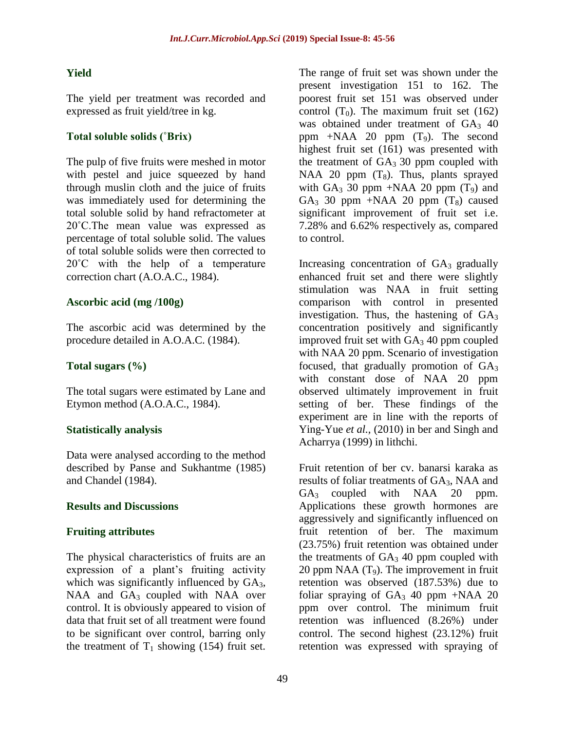### Yield

The yield per treatment was recorded and expressed as fruit yield/tree in kg.

### Total soluble solids (˚Brix)

The pulp of five fruits were meshed in motor with pestel and juice squeezed by hand through muslin cloth and the juice of fruits was immediately used for determining the total soluble solid by hand refractometer at 20˚C.The mean value was expressed as percentage of total soluble solid. The values of total soluble solids were then corrected to 20˚C with the help of a temperature correction chart (A.O.A.C., 1984).

### Ascorbic acid (mg /100g)

The ascorbic acid was determined by the procedure detailed in A.O.A.C. (1984).

### Total sugars (%)

The total sugars were estimated by Lane and Etymon method (A.O.A.C., 1984).

### Statistically analysis

Data were analysed according to the method described by Panse and Sukhantme (1985) and Chandel (1984).

## Results and Discussions

### Fruiting attributes

The physical characteristics of fruits are an expression of a plant's fruiting activity which was significantly influenced by $GA_3$, NAA and $GA_3$ coupled with NAA over control. It is obviously appeared to vision of data that fruit set of all treatment were found to be significant over control, barring only the treatment of $T_1$ showing (154) fruit set. The range of fruit set was shown under the present investigation 151 to 162. The poorest fruit set 151 was observed under control ($T_0$). The maximum fruit set (162) was obtained under treatment of $GA_3$ 40 ppm +NAA 20 ppm ($T_9$). The second highest fruit set (161) was presented with the treatment of $GA_3$ 30 ppm coupled with NAA 20 ppm ($T_8$). Thus, plants sprayed with $GA_3$ 30 ppm +NAA 20 ppm ($T_9$) and $GA_3$ 30 ppm +NAA 20 ppm ($T_8$) caused significant improvement of fruit set i.e. 7.28% and 6.62% respectively as, compared to control.

Increasing concentration of $GA_3$ gradually enhanced fruit set and there were slightly stimulation was NAA in fruit setting comparison with control in presented investigation. Thus, the hastening of $GA_3$ concentration positively and significantly improved fruit set with $GA_3$ 40 ppm coupled with NAA 20 ppm. Scenario of investigation focused, that gradually promotion of $GA_3$ with constant dose of NAA 20 ppm observed ultimately improvement in fruit setting of ber. These findings of the experiment are in line with the reports of Ying-Yue *et al.*, (2010) in ber and Singh and Acharrya (1999) in lithchi.

Fruit retention of ber cv. banarsi karaka as results of foliar treatments of $GA_3$, NAA and $GA_3$ coupled with NAA 20 ppm. Applications these growth hormones are aggressively and significantly influenced on fruit retention of ber. The maximum (23.75%) fruit retention was obtained under the treatments of $GA_3$ 40 ppm coupled with 20 ppm NAA ($T_9$). The improvement in fruit retention was observed (187.53%) due to foliar spraying of $GA_3$ 40 ppm +NAA 20 ppm over control. The minimum fruit retention was influenced (8.26%) under control. The second highest (23.12%) fruit retention was expressed with spraying of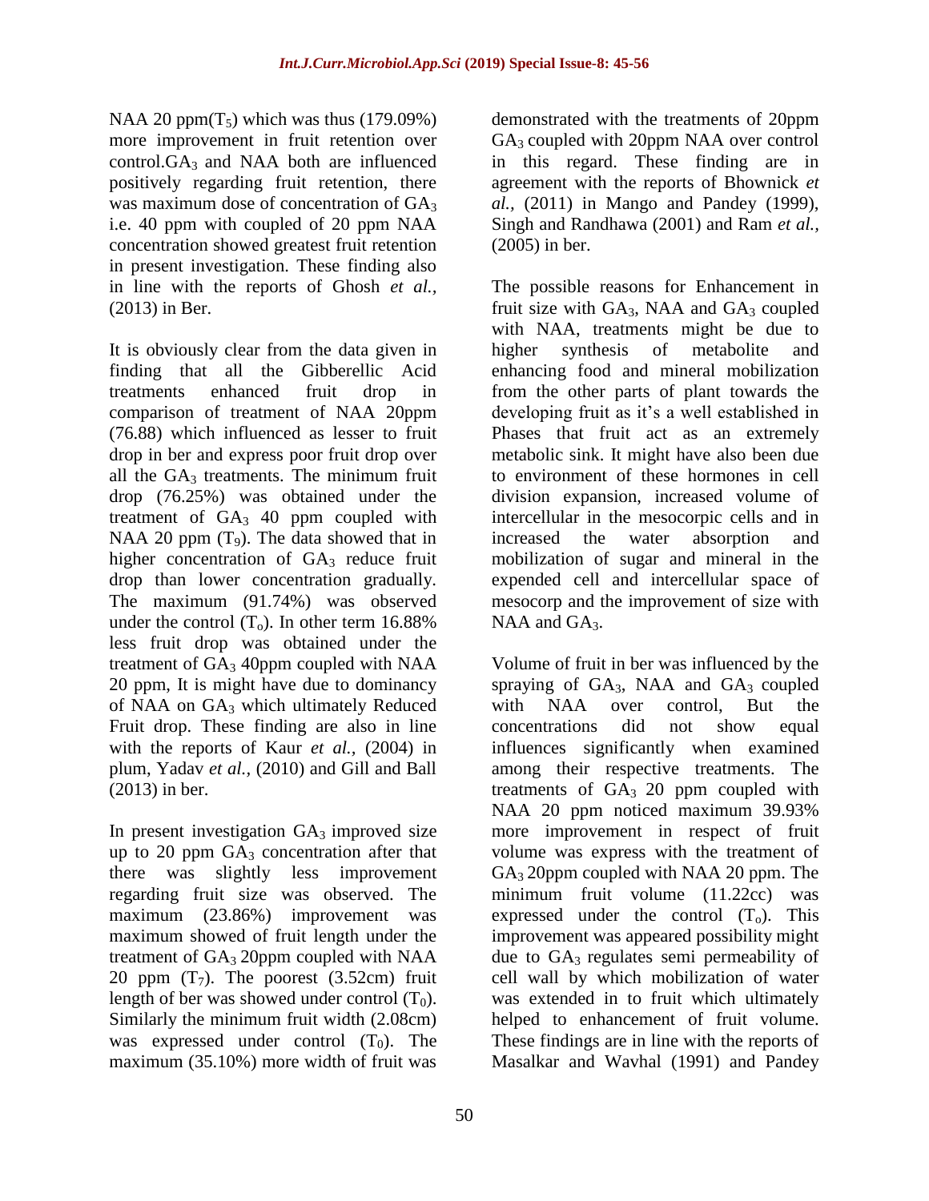NAA 20 ppm($T_5$) which was thus (179.09%) more improvement in fruit retention over control.$GA_3$ and NAA both are influenced positively regarding fruit retention, there was maximum dose of concentration of $GA_3$ i.e. 40 ppm with coupled of 20 ppm NAA concentration showed greatest fruit retention in present investigation. These finding also in line with the reports of Ghosh *et al.,* (2013) in Ber.

It is obviously clear from the data given in finding that all the Gibberellic Acid treatments enhanced fruit drop in comparison of treatment of NAA 20ppm (76.88) which influenced as lesser to fruit drop in ber and express poor fruit drop over all the $GA_3$ treatments. The minimum fruit drop (76.25%) was obtained under the treatment of $GA_3$ 40 ppm coupled with NAA 20 ppm ($T_9$). The data showed that in higher concentration of $GA_3$ reduce fruit drop than lower concentration gradually. The maximum (91.74%) was observed under the control ($T_o$). In other term 16.88% less fruit drop was obtained under the treatment of $GA_3$ 40ppm coupled with NAA 20 ppm, It is might have due to dominancy of NAA on $GA_3$ which ultimately Reduced Fruit drop. These finding are also in line with the reports of Kaur *et al.,* (2004) in plum, Yadav *et al.,* (2010) and Gill and Ball (2013) in ber.

In present investigation $GA_3$ improved size up to 20 ppm $GA_3$ concentration after that there was slightly less improvement regarding fruit size was observed. The maximum (23.86%) improvement was maximum showed of fruit length under the treatment of $GA_3$ 20ppm coupled with NAA 20 ppm ($T_7$). The poorest (3.52cm) fruit length of ber was showed under control ($T_0$). Similarly the minimum fruit width (2.08cm) was expressed under control ($T_0$). The maximum (35.10%) more width of fruit was demonstrated with the treatments of 20ppm $GA_3$ coupled with 20ppm NAA over control in this regard. These finding are in agreement with the reports of Bhownick *et al.,* (2011) in Mango and Pandey (1999), Singh and Randhawa (2001) and Ram *et al.,* (2005) in ber.

The possible reasons for Enhancement in fruit size with $GA_3$, NAA and $GA_3$ coupled with NAA, treatments might be due to higher synthesis of metabolite and enhancing food and mineral mobilization from the other parts of plant towards the developing fruit as it's a well established in Phases that fruit act as an extremely metabolic sink. It might have also been due to environment of these hormones in cell division expansion, increased volume of intercellular in the mesocorpic cells and in increased the water absorption and mobilization of sugar and mineral in the expended cell and intercellular space of mesocorp and the improvement of size with NAA and $GA_3$.

Volume of fruit in ber was influenced by the spraying of $GA_3$, NAA and $GA_3$ coupled with NAA over control, But the concentrations did not show equal influences significantly when examined among their respective treatments. The treatments of $GA_3$ 20 ppm coupled with NAA 20 ppm noticed maximum 39.93% more improvement in respect of fruit volume was express with the treatment of $GA_3$ 20ppm coupled with NAA 20 ppm. The minimum fruit volume (11.22cc) was expressed under the control ($T_o$). This improvement was appeared possibility might due to $GA_3$ regulates semi permeability of cell wall by which mobilization of water was extended in to fruit which ultimately helped to enhancement of fruit volume. These findings are in line with the reports of Masalkar and Wavhal (1991) and Pandey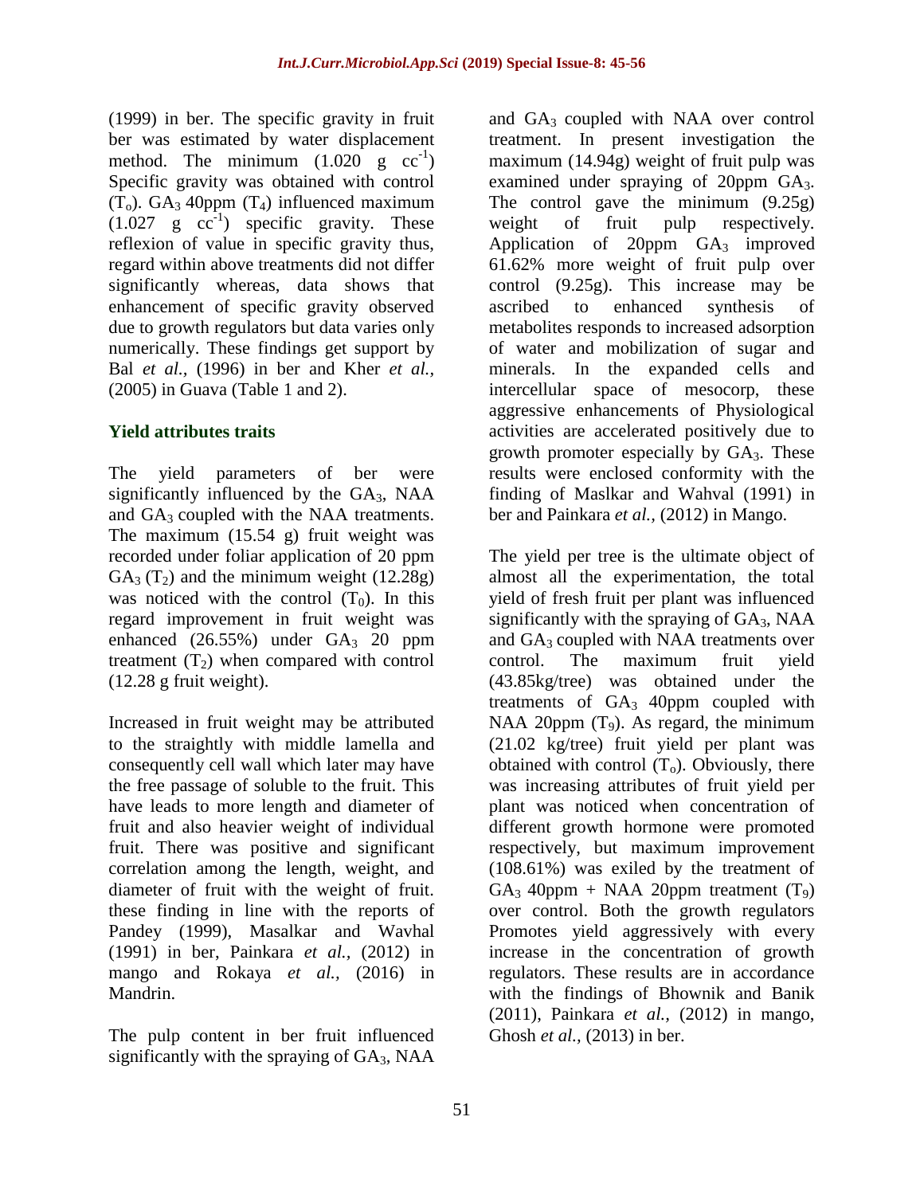(1999) in ber. The specific gravity in fruit ber was estimated by water displacement method. The minimum (1.020 g $cc^{-1}$) Specific gravity was obtained with control ($T_o$). $GA_3$ 40ppm ($T_4$) influenced maximum (1.027 g $cc^{-1}$) specific gravity. These reflexion of value in specific gravity thus, regard within above treatments did not differ significantly whereas, data shows that enhancement of specific gravity observed due to growth regulators but data varies only numerically. These findings get support by Bal *et al.,* (1996) in ber and Kher *et al.,* (2005) in Guava (Table 1 and 2).

### Yield attributes traits

The yield parameters of ber were significantly influenced by the $GA_3$, NAA and $GA_3$ coupled with the NAA treatments. The maximum (15.54 g) fruit weight was recorded under foliar application of 20 ppm $GA_3$ ($T_2$) and the minimum weight (12.28g) was noticed with the control ($T_0$). In this regard improvement in fruit weight was enhanced (26.55%) under $GA_3$ 20 ppm treatment ($T_2$) when compared with control (12.28 g fruit weight).

Increased in fruit weight may be attributed to the straightly with middle lamella and consequently cell wall which later may have the free passage of soluble to the fruit. This have leads to more length and diameter of fruit and also heavier weight of individual fruit. There was positive and significant correlation among the length, weight, and diameter of fruit with the weight of fruit. these finding in line with the reports of Pandey (1999), Masalkar and Wavhal (1991) in ber, Painkara *et al.,* (2012) in mango and Rokaya *et al.,* (2016) in Mandrin.

The pulp content in ber fruit influenced significantly with the spraying of $GA_3$, NAA and $GA_3$ coupled with NAA over control treatment. In present investigation the maximum (14.94g) weight of fruit pulp was examined under spraying of 20ppm $GA_3$. The control gave the minimum (9.25g) weight of fruit pulp respectively. Application of 20ppm $GA_3$ improved 61.62% more weight of fruit pulp over control (9.25g). This increase may be ascribed to enhanced synthesis of metabolites responds to increased adsorption of water and mobilization of sugar and minerals. In the expanded cells and intercellular space of mesocorp, these aggressive enhancements of Physiological activities are accelerated positively due to growth promoter especially by $GA_3$. These results were enclosed conformity with the finding of Maslkar and Wahval (1991) in ber and Painkara *et al.,* (2012) in Mango.

The yield per tree is the ultimate object of almost all the experimentation, the total yield of fresh fruit per plant was influenced significantly with the spraying of $GA_3$, NAA and $GA_3$ coupled with NAA treatments over control. The maximum fruit yield (43.85kg/tree) was obtained under the treatments of $GA_3$ 40ppm coupled with NAA 20ppm ($T_9$). As regard, the minimum (21.02 kg/tree) fruit yield per plant was obtained with control ($T_o$). Obviously, there was increasing attributes of fruit yield per plant was noticed when concentration of different growth hormone were promoted respectively, but maximum improvement (108.61%) was exiled by the treatment of $GA_3$ 40ppm + NAA 20ppm treatment ($T_9$) over control. Both the growth regulators Promotes yield aggressively with every increase in the concentration of growth regulators. These results are in accordance with the findings of Bhownik and Banik (2011), Painkara *et al.,* (2012) in mango, Ghosh *et al.,* (2013) in ber.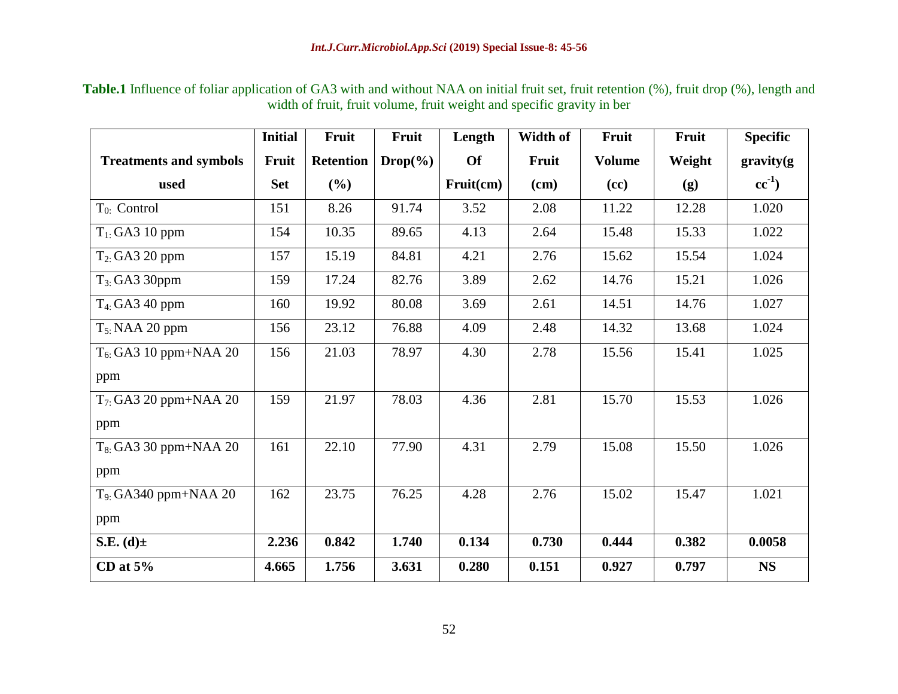**Table.1** Influence of foliar application of GA3 with and without NAA on initial fruit set, fruit retention (%), fruit drop (%), length and width of fruit, fruit volume, fruit weight and specific gravity in ber

| Treatments and symbols used | Initial Fruit Set | Fruit Retention (%) | Fruit Drop(%) | Length Of Fruit(cm) | Width of Fruit (cm) | Fruit Volume (cc) | Fruit Weight (g) | Specific gravity(g $cc^{-1}$) |
|---|---|---|---|---|---|---|---|---|
| $T_0$: Control | 151 | 8.26 | 91.74 | 3.52 | 2.08 | 11.22 | 12.28 | 1.020 |
| $T_1$: GA3 10 ppm | 154 | 10.35 | 89.65 | 4.13 | 2.64 | 15.48 | 15.33 | 1.022 |
| $T_2$: GA3 20 ppm | 157 | 15.19 | 84.81 | 4.21 | 2.76 | 15.62 | 15.54 | 1.024 |
| $T_3$: GA3 30ppm | 159 | 17.24 | 82.76 | 3.89 | 2.62 | 14.76 | 15.21 | 1.026 |
| $T_4$: GA3 40 ppm | 160 | 19.92 | 80.08 | 3.69 | 2.61 | 14.51 | 14.76 | 1.027 |
| $T_5$: NAA 20 ppm | 156 | 23.12 | 76.88 | 4.09 | 2.48 | 14.32 | 13.68 | 1.024 |
| $T_6$: GA3 10 ppm+NAA 20 ppm | 156 | 21.03 | 78.97 | 4.30 | 2.78 | 15.56 | 15.41 | 1.025 |
| $T_7$: GA3 20 ppm+NAA 20 ppm | 159 | 21.97 | 78.03 | 4.36 | 2.81 | 15.70 | 15.53 | 1.026 |
| $T_8$: GA3 30 ppm+NAA 20 ppm | 161 | 22.10 | 77.90 | 4.31 | 2.79 | 15.08 | 15.50 | 1.026 |
| $T_9$: GA340 ppm+NAA 20 ppm | 162 | 23.75 | 76.25 | 4.28 | 2.76 | 15.02 | 15.47 | 1.021 |
| **S.E. (d)±** | **2.236** | **0.842** | **1.740** | **0.134** | **0.730** | **0.444** | **0.382** | **0.0058** |
| **CD at 5%** | **4.665** | **1.756** | **3.631** | **0.280** | **0.151** | **0.927** | **0.797** | **NS** |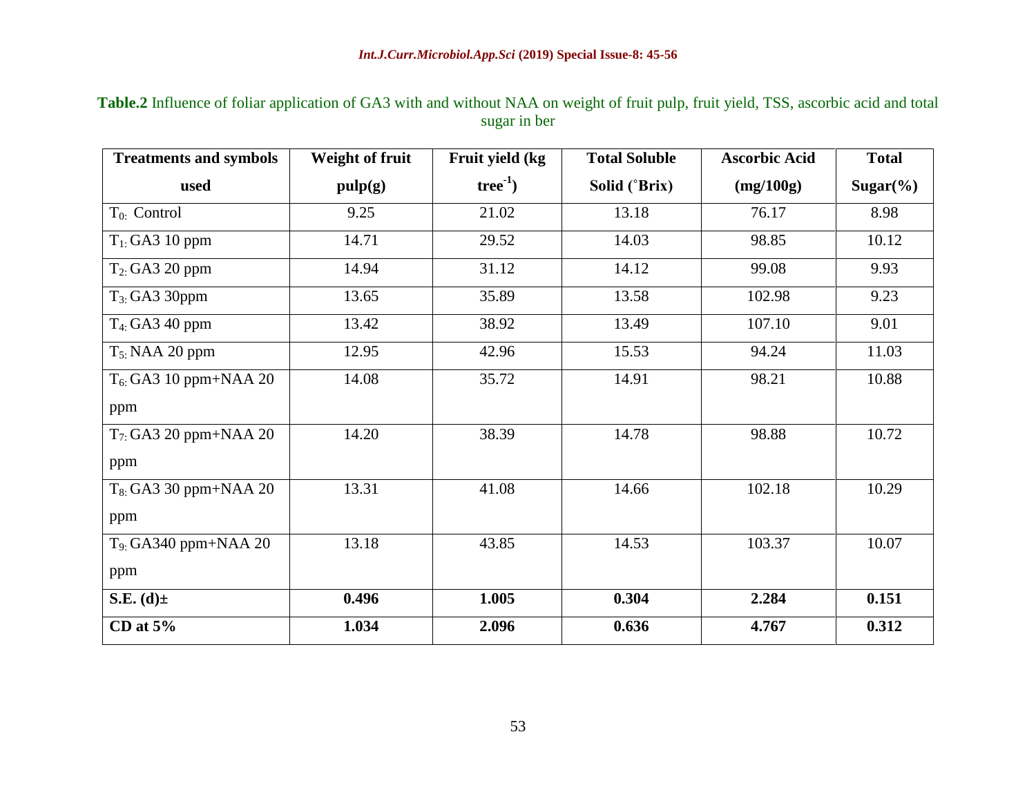**Table.2** Influence of foliar application of GA3 with and without NAA on weight of fruit pulp, fruit yield, TSS, ascorbic acid and total sugar in ber

| Treatments and symbols used | Weight of fruit pulp(g) | Fruit yield (kg $tree^{-1}$) | Total Soluble Solid (˚Brix) | Ascorbic Acid (mg/100g) | Total Sugar(%) |
|---|---|---|---|---|---|
| $T_{0:}$ Control | 9.25 | 21.02 | 13.18 | 76.17 | 8.98 |
| $T_{1:}$ GA3 10 ppm | 14.71 | 29.52 | 14.03 | 98.85 | 10.12 |
| $T_{2:}$ GA3 20 ppm | 14.94 | 31.12 | 14.12 | 99.08 | 9.93 |
| $T_{3:}$ GA3 30ppm | 13.65 | 35.89 | 13.58 | 102.98 | 9.23 |
| $T_{4:}$ GA3 40 ppm | 13.42 | 38.92 | 13.49 | 107.10 | 9.01 |
| $T_{5:}$ NAA 20 ppm | 12.95 | 42.96 | 15.53 | 94.24 | 11.03 |
| $T_{6:}$ GA3 10 ppm+NAA 20 ppm | 14.08 | 35.72 | 14.91 | 98.21 | 10.88 |
| $T_{7:}$ GA3 20 ppm+NAA 20 ppm | 14.20 | 38.39 | 14.78 | 98.88 | 10.72 |
| $T_{8:}$ GA3 30 ppm+NAA 20 ppm | 13.31 | 41.08 | 14.66 | 102.18 | 10.29 |
| $T_{9:}$ GA340 ppm+NAA 20 ppm | 13.18 | 43.85 | 14.53 | 103.37 | 10.07 |
| **S.E. (d)±** | **0.496** | **1.005** | **0.304** | **2.284** | **0.151** |
| **CD at 5%** | **1.034** | **2.096** | **0.636** | **4.767** | **0.312** |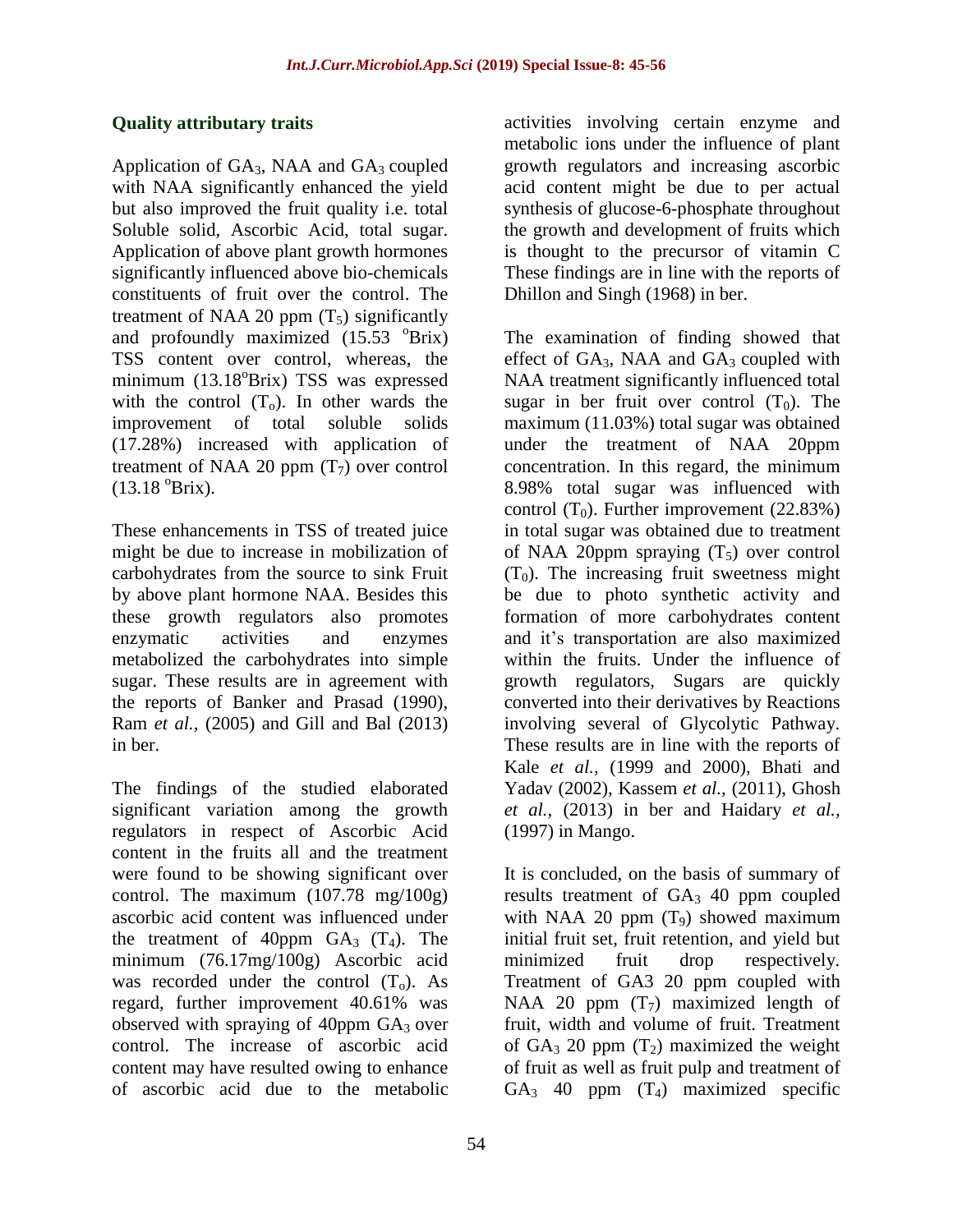## Quality attributary traits

Application of $GA_3$, NAA and $GA_3$ coupled with NAA significantly enhanced the yield but also improved the fruit quality i.e. total Soluble solid, Ascorbic Acid, total sugar. Application of above plant growth hormones significantly influenced above bio-chemicals constituents of fruit over the control. The treatment of NAA 20 ppm ($T_5$) significantly and profoundly maximized (15.53 $^oBrix$) TSS content over control, whereas, the minimum (13.18$^o$Brix) TSS was expressed with the control ($T_o$). In other wards the improvement of total soluble solids (17.28%) increased with application of treatment of NAA 20 ppm ($T_7$) over control (13.18 $^o$Brix).

These enhancements in TSS of treated juice might be due to increase in mobilization of carbohydrates from the source to sink Fruit by above plant hormone NAA. Besides this these growth regulators also promotes enzymatic activities and enzymes metabolized the carbohydrates into simple sugar. These results are in agreement with the reports of Banker and Prasad (1990), Ram *et al.,* (2005) and Gill and Bal (2013) in ber.

The findings of the studied elaborated significant variation among the growth regulators in respect of Ascorbic Acid content in the fruits all and the treatment were found to be showing significant over control. The maximum (107.78 mg/100g) ascorbic acid content was influenced under the treatment of 40ppm $GA_3$ ($T_4$). The minimum (76.17mg/100g) Ascorbic acid was recorded under the control ($T_o$). As regard, further improvement 40.61% was observed with spraying of 40ppm $GA_3$ over control. The increase of ascorbic acid content may have resulted owing to enhance of ascorbic acid due to the metabolic activities involving certain enzyme and metabolic ions under the influence of plant growth regulators and increasing ascorbic acid content might be due to per actual synthesis of glucose-6-phosphate throughout the growth and development of fruits which is thought to the precursor of vitamin C These findings are in line with the reports of Dhillon and Singh (1968) in ber.

The examination of finding showed that effect of $GA_3$, NAA and $GA_3$ coupled with NAA treatment significantly influenced total sugar in ber fruit over control ($T_0$). The maximum (11.03%) total sugar was obtained under the treatment of NAA 20ppm concentration. In this regard, the minimum 8.98% total sugar was influenced with control ($T_0$). Further improvement (22.83%) in total sugar was obtained due to treatment of NAA 20ppm spraying ($T_5$) over control ($T_0$). The increasing fruit sweetness might be due to photo synthetic activity and formation of more carbohydrates content and it's transportation are also maximized within the fruits. Under the influence of growth regulators, Sugars are quickly converted into their derivatives by Reactions involving several of Glycolytic Pathway. These results are in line with the reports of Kale *et al.,* (1999 and 2000), Bhati and Yadav (2002), Kassem *et al.,* (2011), Ghosh *et al.,* (2013) in ber and Haidary *et al.,* (1997) in Mango.

It is concluded, on the basis of summary of results treatment of $GA_3$ 40 ppm coupled with NAA 20 ppm ($T_9$) showed maximum initial fruit set, fruit retention, and yield but minimized fruit drop respectively. Treatment of GA3 20 ppm coupled with NAA 20 ppm ($T_7$) maximized length of fruit, width and volume of fruit. Treatment of $GA_3$ 20 ppm ($T_2$) maximized the weight of fruit as well as fruit pulp and treatment of $GA_3$ 40 ppm ($T_4$) maximized specific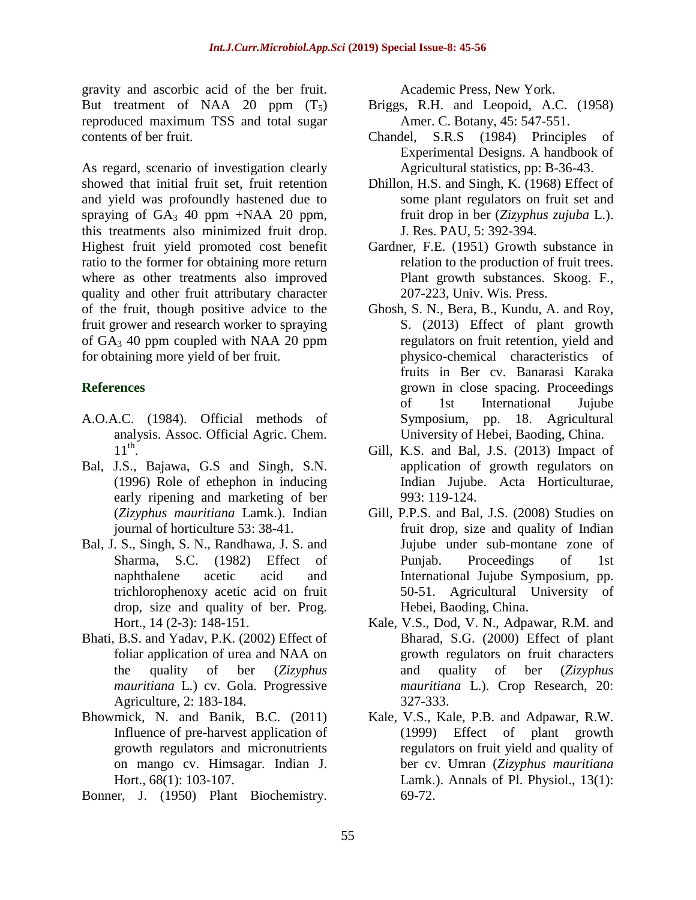gravity and ascorbic acid of the ber fruit. But treatment of NAA 20 ppm ($T_5$) reproduced maximum TSS and total sugar contents of ber fruit.

As regard, scenario of investigation clearly showed that initial fruit set, fruit retention and yield was profoundly hastened due to spraying of $GA_3$ 40 ppm +NAA 20 ppm, this treatments also minimized fruit drop. Highest fruit yield promoted cost benefit ratio to the former for obtaining more return where as other treatments also improved quality and other fruit attributary character of the fruit, though positive advice to the fruit grower and research worker to spraying of $GA_3$ 40 ppm coupled with NAA 20 ppm for obtaining more yield of ber fruit.

## References

- A.O.A.C. (1984). Official methods of analysis. Assoc. Official Agric. Chem. 11th.
- Bal, J.S., Bajawa, G.S and Singh, S.N. (1996) Role of ethephon in inducing early ripening and marketing of ber (*Zizyphus mauritiana* Lamk.). Indian journal of horticulture 53: 38-41.
- Bal, J. S., Singh, S. N., Randhawa, J. S. and Sharma, S.C. (1982) Effect of naphthalene acetic acid and trichlorophenoxy acetic acid on fruit drop, size and quality of ber. Prog. Hort., 14 (2-3): 148-151.
- Bhati, B.S. and Yadav, P.K. (2002) Effect of foliar application of urea and NAA on the quality of ber (*Zizyphus mauritiana* L.) cv. Gola. Progressive Agriculture, 2: 183-184.
- Bhowmick, N. and Banik, B.C. (2011) Influence of pre-harvest application of growth regulators and micronutrients on mango cv. Himsagar. Indian J. Hort., 68(1): 103-107.
- Bonner, J. (1950) Plant Biochemistry. Academic Press, New York.
- Briggs, R.H. and Leopoid, A.C. (1958) Amer. C. Botany, 45: 547-551.
- Chandel, S.R.S (1984) Principles of Experimental Designs. A handbook of Agricultural statistics, pp: B-36-43.
- Dhillon, H.S. and Singh, K. (1968) Effect of some plant regulators on fruit set and fruit drop in ber (*Zizyphus zujuba* L.). J. Res. PAU, 5: 392-394.
- Gardner, F.E. (1951) Growth substance in relation to the production of fruit trees. Plant growth substances. Skoog. F., 207-223, Univ. Wis. Press.
- Ghosh, S. N., Bera, B., Kundu, A. and Roy, S. (2013) Effect of plant growth regulators on fruit retention, yield and physico-chemical characteristics of fruits in Ber cv. Banarasi Karaka grown in close spacing. Proceedings of 1st International Jujube Symposium, pp. 18. Agricultural University of Hebei, Baoding, China.
- Gill, K.S. and Bal, J.S. (2013) Impact of application of growth regulators on Indian Jujube. Acta Horticulturae, 993: 119-124.
- Gill, P.P.S. and Bal, J.S. (2008) Studies on fruit drop, size and quality of Indian Jujube under sub-montane zone of Punjab. Proceedings of 1st International Jujube Symposium, pp. 50-51. Agricultural University of Hebei, Baoding, China.
- Kale, V.S., Dod, V. N., Adpawar, R.M. and Bharad, S.G. (2000) Effect of plant growth regulators on fruit characters and quality of ber (*Zizyphus mauritiana* L.). Crop Research, 20: 327-333.
- Kale, V.S., Kale, P.B. and Adpawar, R.W. (1999) Effect of plant growth regulators on fruit yield and quality of ber cv. Umran (*Zizyphus mauritiana* Lamk.). Annals of Pl. Physiol., 13(1): 69-72.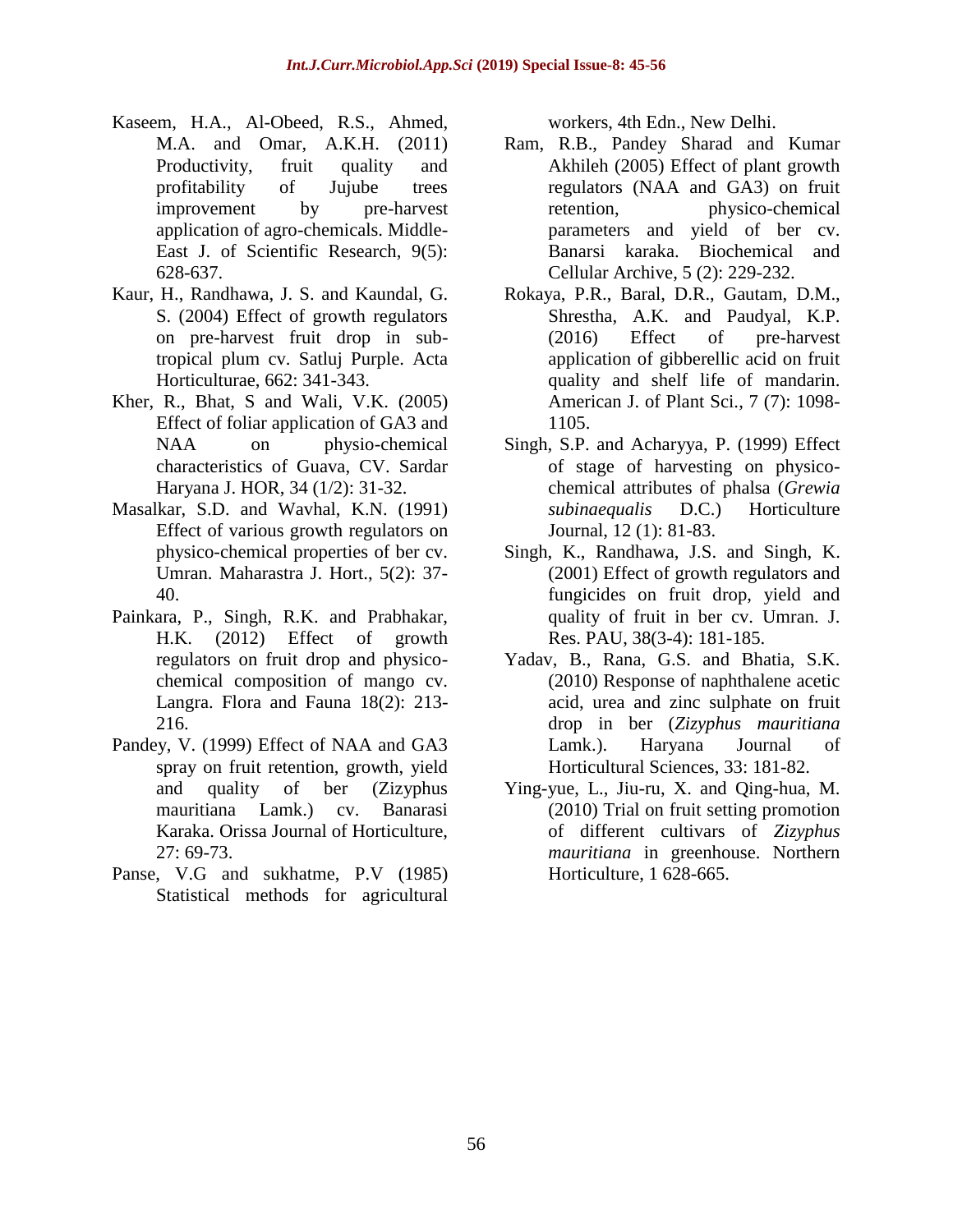Kaseem, H.A., Al-Obeed, R.S., Ahmed, M.A. and Omar, A.K.H. (2011) Productivity, fruit quality and profitability of Jujube trees improvement by pre-harvest application of agro-chemicals. Middle-East J. of Scientific Research, 9(5): 628-637.

Kaur, H., Randhawa, J. S. and Kaundal, G. S. (2004) Effect of growth regulators on pre-harvest fruit drop in sub-tropical plum cv. Satluj Purple. Acta Horticulturae, 662: 341-343.

Kher, R., Bhat, S and Wali, V.K. (2005) Effect of foliar application of GA3 and NAA on physio-chemical characteristics of Guava, CV. Sardar Haryana J. HOR, 34 (1/2): 31-32.

Masalkar, S.D. and Wavhal, K.N. (1991) Effect of various growth regulators on physico-chemical properties of ber cv. Umran. Maharastra J. Hort., 5(2): 37-40.

Painkara, P., Singh, R.K. and Prabhakar, H.K. (2012) Effect of growth regulators on fruit drop and physico-chemical composition of mango cv. Langra. Flora and Fauna 18(2): 213-216.

Pandey, V. (1999) Effect of NAA and GA3 spray on fruit retention, growth, yield and quality of ber (Zizyphus mauritiana Lamk.) cv. Banarasi Karaka. Orissa Journal of Horticulture, 27: 69-73.

Panse, V.G and sukhatme, P.V (1985) Statistical methods for agricultural workers, 4th Edn., New Delhi.

Ram, R.B., Pandey Sharad and Kumar Akhileh (2005) Effect of plant growth regulators (NAA and GA3) on fruit retention, physico-chemical parameters and yield of ber cv. Banarsi karaka. Biochemical and Cellular Archive, 5 (2): 229-232.

Rokaya, P.R., Baral, D.R., Gautam, D.M., Shrestha, A.K. and Paudyal, K.P. (2016) Effect of pre-harvest application of gibberellic acid on fruit quality and shelf life of mandarin. American J. of Plant Sci., 7 (7): 1098-1105.

Singh, S.P. and Acharyya, P. (1999) Effect of stage of harvesting on physico-chemical attributes of phalsa (*Grewia subinaequalis* D.C.) Horticulture Journal, 12 (1): 81-83.

Singh, K., Randhawa, J.S. and Singh, K. (2001) Effect of growth regulators and fungicides on fruit drop, yield and quality of fruit in ber cv. Umran. J. Res. PAU, 38(3-4): 181-185.

Yadav, B., Rana, G.S. and Bhatia, S.K. (2010) Response of naphthalene acetic acid, urea and zinc sulphate on fruit drop in ber (*Zizyphus mauritiana* Lamk.). Haryana Journal of Horticultural Sciences, 33: 181-82.

Ying-yue, L., Jiu-ru, X. and Qing-hua, M. (2010) Trial on fruit setting promotion of different cultivars of *Zizyphus mauritiana* in greenhouse. Northern Horticulture, 1 628-665.